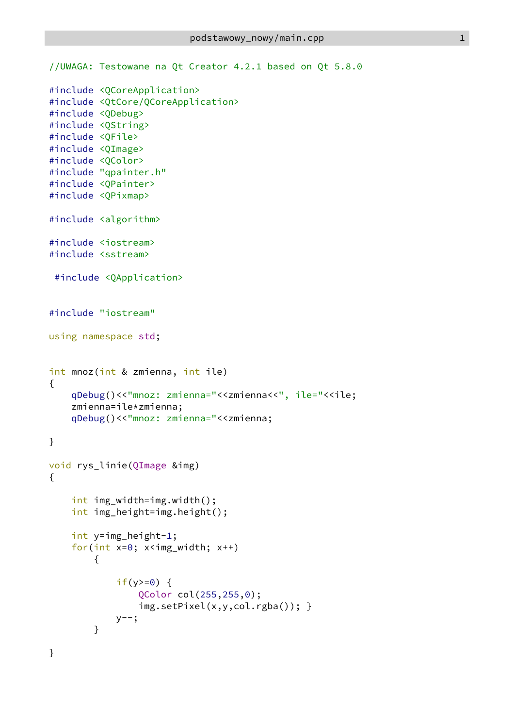```cpp
//UWAGA: Testowane na Qt Creator 4.2.1 based on Qt 5.8.0

#include <QCoreApplication>
#include <QtCore/QCoreApplication>
#include <QDebug>
#include <QString>
#include <QFile>
#include <QImage>
#include <QColor>
#include "qpainter.h"
#include <QPainter>
#include <QPixmap>

#include <algorithm>

#include <iostream>
#include <sstream>

 #include <QApplication>


#include "iostream"

using namespace std;


int mnoz(int & zmienna, int ile)
{
    qDebug()<<"mnoz: zmienna="<<zmienna<<", ile="<<ile;
    zmienna=ile*zmienna;
    qDebug()<<"mnoz: zmienna="<<zmienna;

}

void rys_linie(QImage &img)
{

    int img_width=img.width();
    int img_height=img.height();

    int y=img_height-1;
    for(int x=0; x<img_width; x++)
        {

            if(y>=0) {
                QColor col(255,255,0);
                img.setPixel(x,y,col.rgba()); }
            y--;
        }

}
```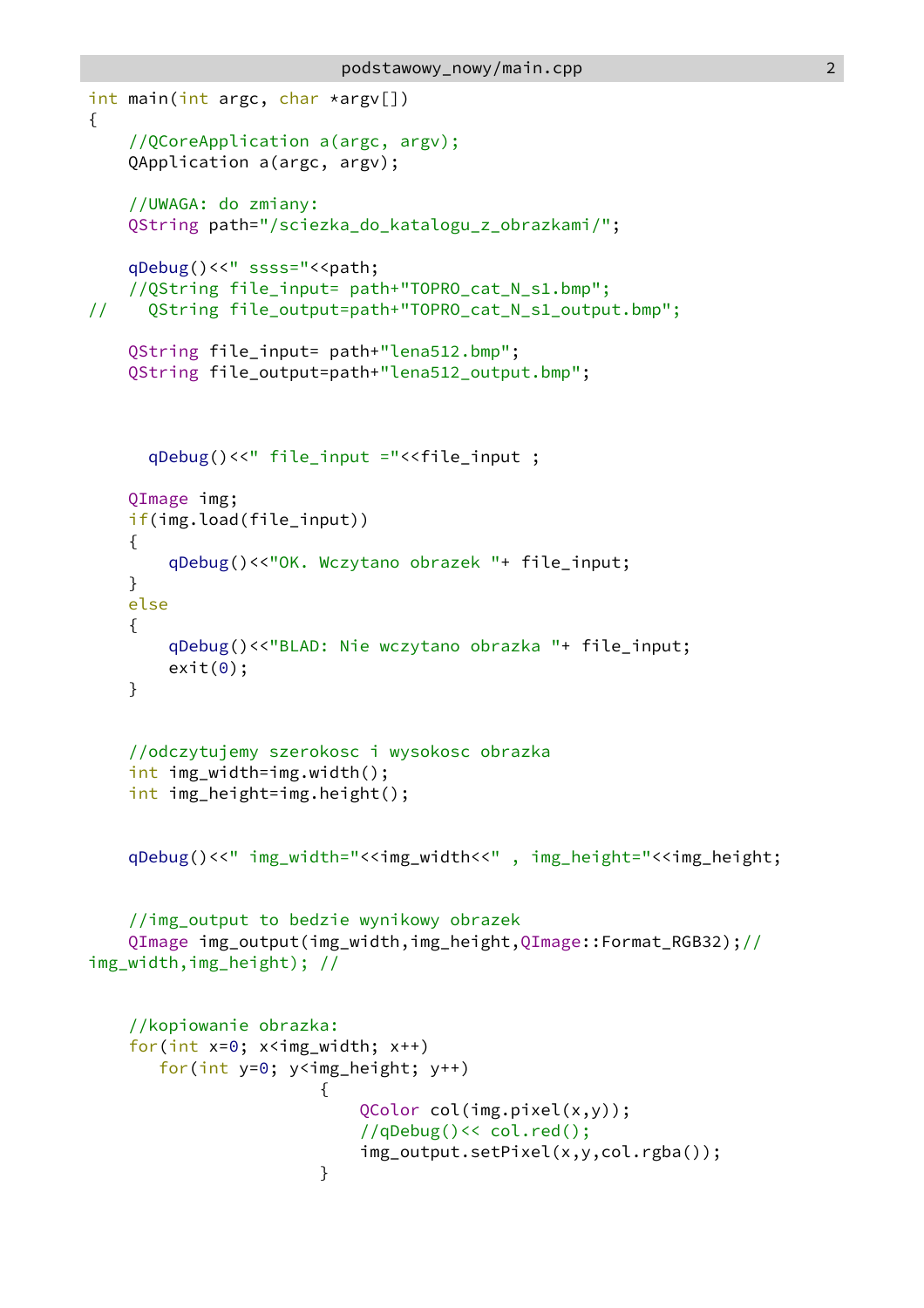```cpp
int main(int argc, char *argv[])
{
    //QCoreApplication a(argc, argv);
    QApplication a(argc, argv);

    //UWAGA: do zmiany:
    QString path="/sciezka_do_katalogu_z_obrazkami/";

    qDebug()<<" ssss="<<path;
    //QString file_input= path+"TOPRO_cat_N_s1.bmp";
//    QString file_output=path+"TOPRO_cat_N_s1_output.bmp";

    QString file_input= path+"lena512.bmp";
    QString file_output=path+"lena512_output.bmp";



      qDebug()<<" file_input ="<<file_input ;

    QImage img;
    if(img.load(file_input))
    {
        qDebug()<<"OK. Wczytano obrazek "+ file_input;
    }
    else
    {
        qDebug()<<"BLAD: Nie wczytano obrazka "+ file_input;
        exit(0);
    }


    //odczytujemy szerokosc i wysokosc obrazka
    int img_width=img.width();
    int img_height=img.height();


    qDebug()<<" img_width="<<img_width<<" , img_height="<<img_height;


    //img_output to bedzie wynikowy obrazek
    QImage img_output(img_width,img_height,QImage::Format_RGB32);//
img_width,img_height); //


    //kopiowanie obrazka:
    for(int x=0; x<img_width; x++)
       for(int y=0; y<img_height; y++)
                       {
                           QColor col(img.pixel(x,y));
                           //qDebug()<< col.red();
                           img_output.setPixel(x,y,col.rgba());
                       }
```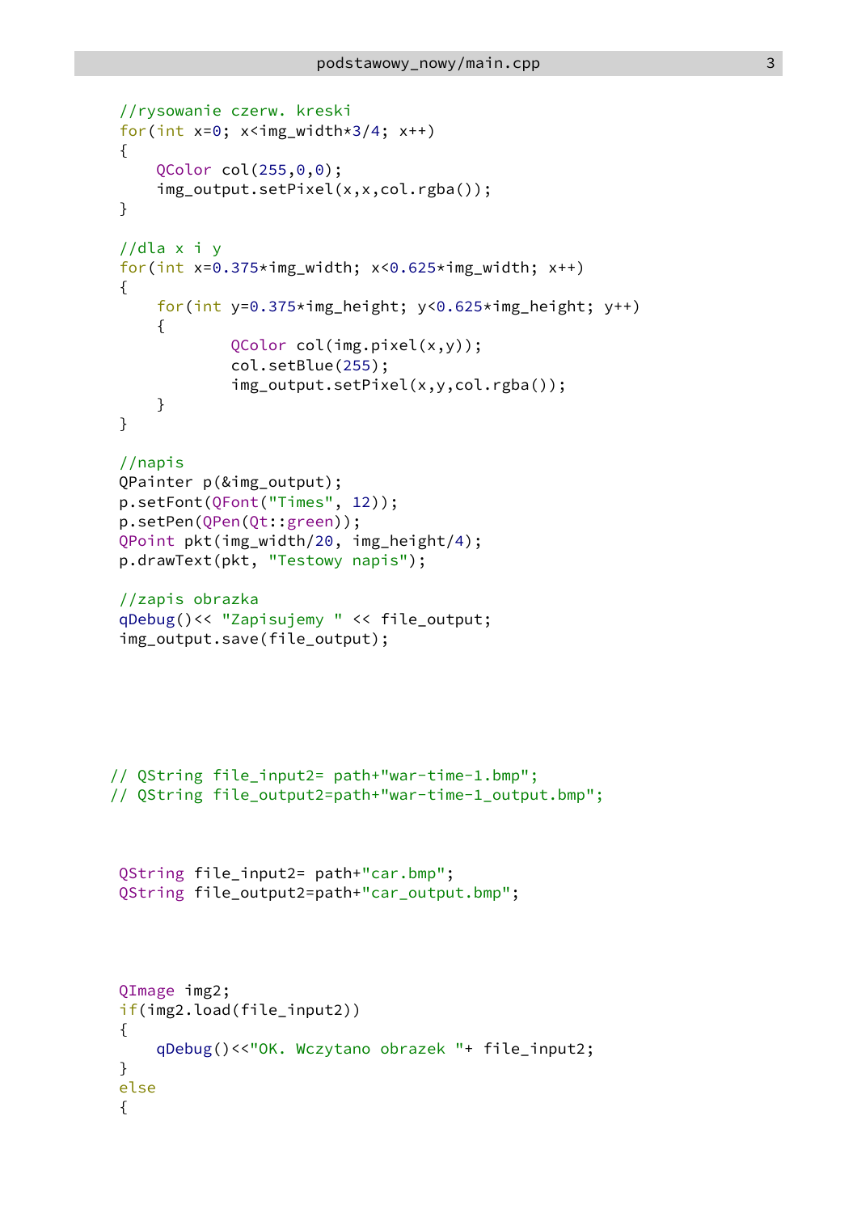```cpp
    //rysowanie czerw. kreski
    for(int x=0; x<img_width*3/4; x++)
    {
        QColor col(255,0,0);
        img_output.setPixel(x,x,col.rgba());
    }

    //dla x i y
    for(int x=0.375*img_width; x<0.625*img_width; x++)
    {
        for(int y=0.375*img_height; y<0.625*img_height; y++)
        {
                QColor col(img.pixel(x,y));
                col.setBlue(255);
                img_output.setPixel(x,y,col.rgba());
        }
    }

    //napis
    QPainter p(&img_output);
    p.setFont(QFont("Times", 12));
    p.setPen(QPen(Qt::green));
    QPoint pkt(img_width/20, img_height/4);
    p.drawText(pkt, "Testowy napis");

    //zapis obrazka
    qDebug()<< "Zapisujemy " << file_output;
    img_output.save(file_output);






   // QString file_input2= path+"war-time-1.bmp";
   // QString file_output2=path+"war-time-1_output.bmp";



    QString file_input2= path+"car.bmp";
    QString file_output2=path+"car_output.bmp";




    QImage img2;
    if(img2.load(file_input2))
    {
        qDebug()<<"OK. Wczytano obrazek "+ file_input2;
    }
    else
    {
```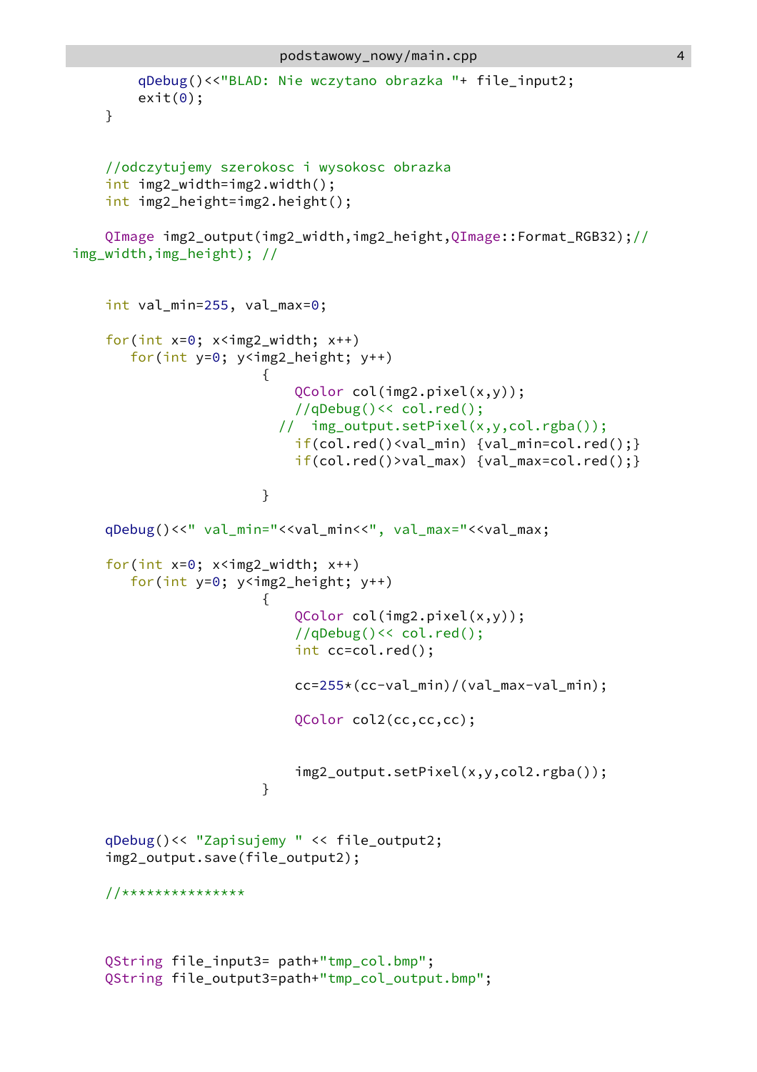```cpp
        qDebug()<<"BLAD: Nie wczytano obrazka "+ file_input2;
        exit(0);
    }


    //odczytujemy szerokosc i wysokosc obrazka
    int img2_width=img2.width();
    int img2_height=img2.height();

    QImage img2_output(img2_width,img2_height,QImage::Format_RGB32);//
img_width,img_height); //


    int val_min=255, val_max=0;

    for(int x=0; x<img2_width; x++)
       for(int y=0; y<img2_height; y++)
                        {
                            QColor col(img2.pixel(x,y));
                            //qDebug()<< col.red();
                          //  img_output.setPixel(x,y,col.rgba());
                            if(col.red()<val_min) {val_min=col.red();}
                            if(col.red()>val_max) {val_max=col.red();}

                        }

    qDebug()<<" val_min="<<val_min<<", val_max="<<val_max;

    for(int x=0; x<img2_width; x++)
       for(int y=0; y<img2_height; y++)
                        {
                            QColor col(img2.pixel(x,y));
                            //qDebug()<< col.red();
                            int cc=col.red();

                            cc=255*(cc-val_min)/(val_max-val_min);

                            QColor col2(cc,cc,cc);


                            img2_output.setPixel(x,y,col2.rgba());
                        }


    qDebug()<< "Zapisujemy " << file_output2;
    img2_output.save(file_output2);

    //***************



    QString file_input3= path+"tmp_col.bmp";
    QString file_output3=path+"tmp_col_output.bmp";
```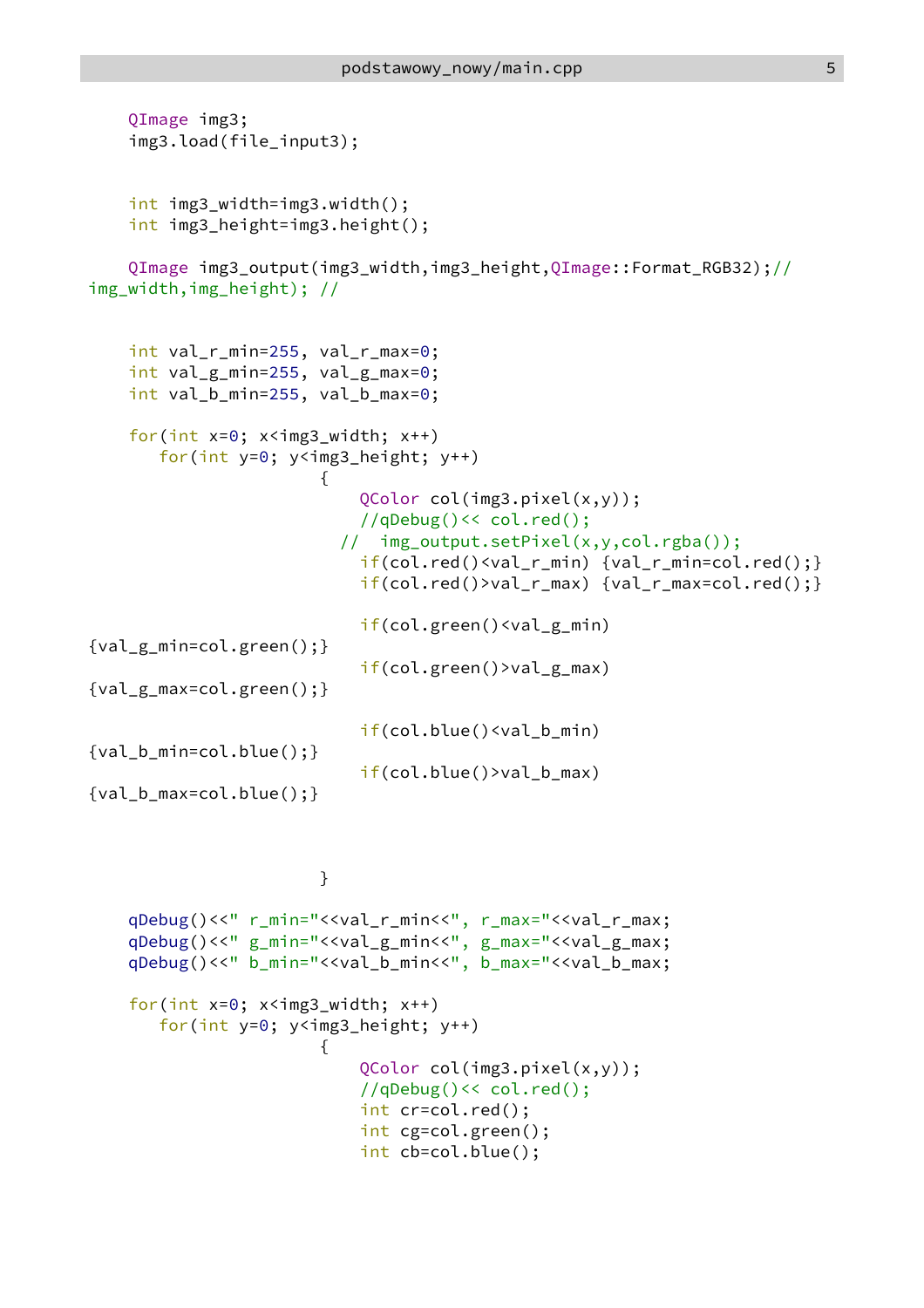```cpp
    QImage img3;
    img3.load(file_input3);


    int img3_width=img3.width();
    int img3_height=img3.height();

    QImage img3_output(img3_width,img3_height,QImage::Format_RGB32);//
img_width,img_height); //


    int val_r_min=255, val_r_max=0;
    int val_g_min=255, val_g_max=0;
    int val_b_min=255, val_b_max=0;

    for(int x=0; x<img3_width; x++)
       for(int y=0; y<img3_height; y++)
                        {
                            QColor col(img3.pixel(x,y));
                            //qDebug()<< col.red();
                          //  img_output.setPixel(x,y,col.rgba());
                            if(col.red()<val_r_min) {val_r_min=col.red();}
                            if(col.red()>val_r_max) {val_r_max=col.red();}

                            if(col.green()<val_g_min)
{val_g_min=col.green();}
                            if(col.green()>val_g_max)
{val_g_max=col.green();}

                            if(col.blue()<val_b_min)
{val_b_min=col.blue();}
                            if(col.blue()>val_b_max)
{val_b_max=col.blue();}



                        }

    qDebug()<<" r_min="<<val_r_min<<", r_max="<<val_r_max;
    qDebug()<<" g_min="<<val_g_min<<", g_max="<<val_g_max;
    qDebug()<<" b_min="<<val_b_min<<", b_max="<<val_b_max;

    for(int x=0; x<img3_width; x++)
       for(int y=0; y<img3_height; y++)
                        {
                            QColor col(img3.pixel(x,y));
                            //qDebug()<< col.red();
                            int cr=col.red();
                            int cg=col.green();
                            int cb=col.blue();
```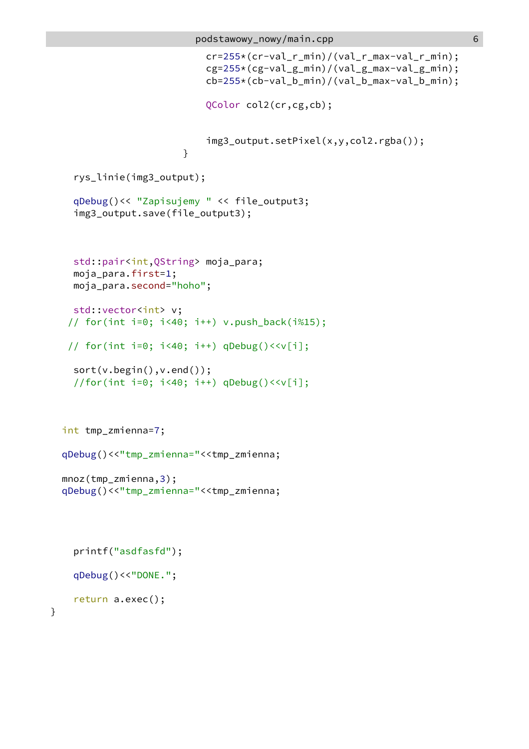```cpp
                            cr=255*(cr-val_r_min)/(val_r_max-val_r_min);
                            cg=255*(cg-val_g_min)/(val_g_max-val_g_min);
                            cb=255*(cb-val_b_min)/(val_b_max-val_b_min);

                            QColor col2(cr,cg,cb);


                            img3_output.setPixel(x,y,col2.rgba());
                        }

    rys_linie(img3_output);

    qDebug()<< "Zapisujemy " << file_output3;
    img3_output.save(file_output3);



    std::pair<int,QString> moja_para;
    moja_para.first=1;
    moja_para.second="hoho";

    std::vector<int> v;
   // for(int i=0; i<40; i++) v.push_back(i%15);

   // for(int i=0; i<40; i++) qDebug()<<v[i];

    sort(v.begin(),v.end());
    //for(int i=0; i<40; i++) qDebug()<<v[i];



  int tmp_zmienna=7;

  qDebug()<<"tmp_zmienna="<<tmp_zmienna;

  mnoz(tmp_zmienna,3);
  qDebug()<<"tmp_zmienna="<<tmp_zmienna;




    printf("asdfasfd");

    qDebug()<<"DONE.";

    return a.exec();
}
```